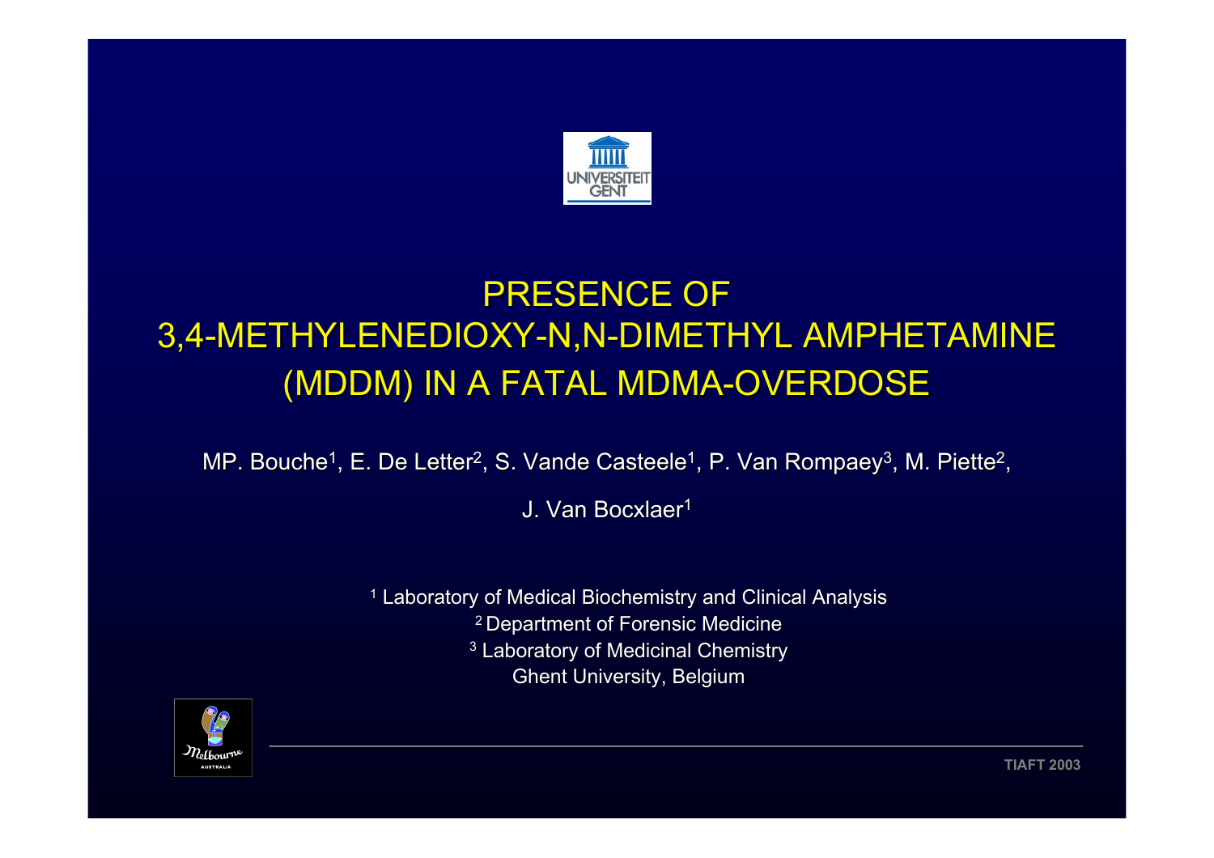# PRESENCE OF 3,4-METHYLENEDIOXY-N,N-DIMETHYL AMPHETAMINE (MDDM) IN A FATAL MDMA-OVERDOSE

MP. Bouche[1], E. De Letter[2], S. Vande Casteele[1], P. Van Rompaey[3], M. Piette[2], J. Van Bocxlaer[1]

[1] Laboratory of Medical Biochemistry and Clinical Analysis
[2] Department of Forensic Medicine
[3] Laboratory of Medicinal Chemistry
Ghent University, Belgium

TIAFT 2003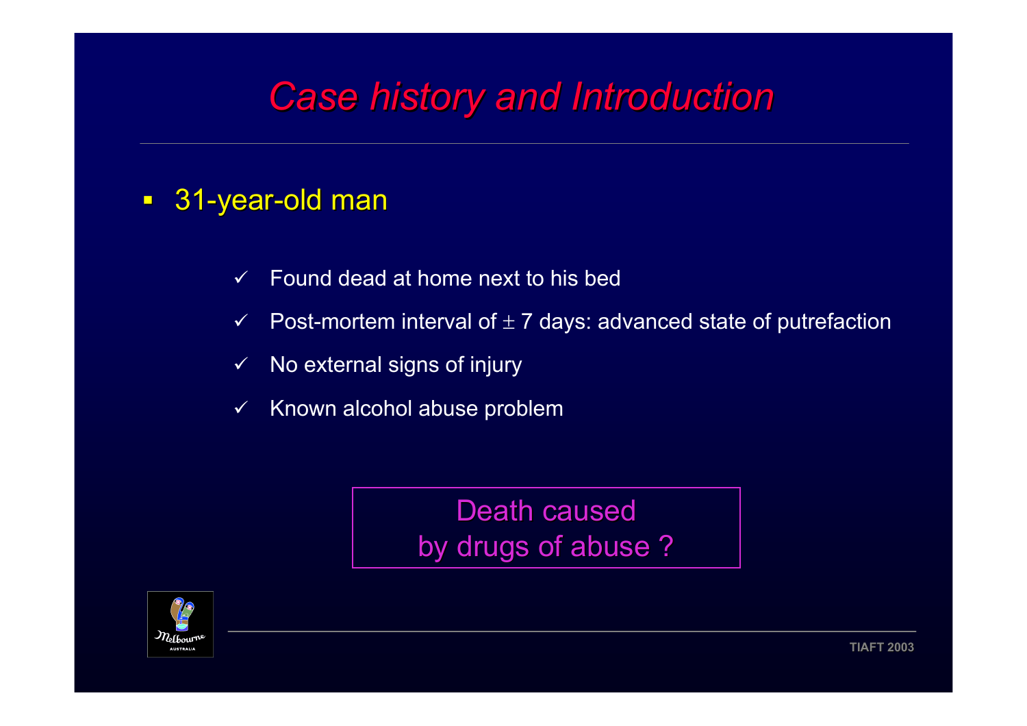# *Case history and Introduction*

- 31-year-old man
  - ✓ Found dead at home next to his bed
  - ✓ Post-mortem interval of ± 7 days: advanced state of putrefaction
  - ✓ No external signs of injury
  - ✓ Known alcohol abuse problem

Death caused
by drugs of abuse ?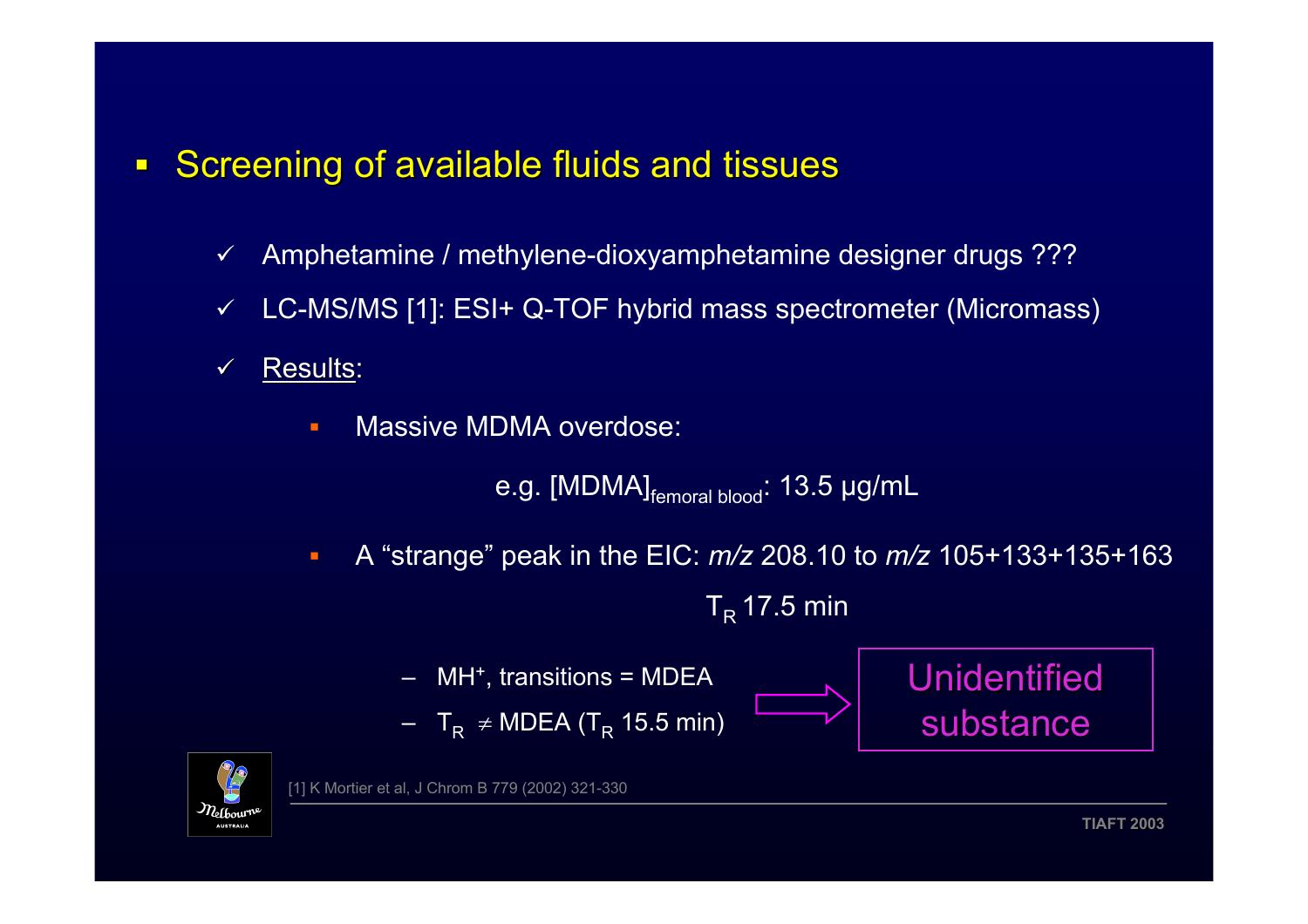- Screening of available fluids and tissues

  - ✓ Amphetamine / methylene-dioxyamphetamine designer drugs ???
  - ✓ LC-MS/MS [1]: ESI+ Q-TOF hybrid mass spectrometer (Micromass)
  - ✓ Results:
    - Massive MDMA overdose:

      e.g. $[MDMA]_{femoral\ blood}$: 13.5 µg/mL

    - A “strange” peak in the EIC: *m/z* 208.10 to *m/z* 105+133+135+163

      $T_R$ 17.5 min

      - MH$^+$, transitions = MDEA
      - $T_R \neq$ MDEA ($T_R$ 15.5 min)

      ⇒ Unidentified substance

[1] K Mortier et al, J Chrom B 779 (2002) 321-330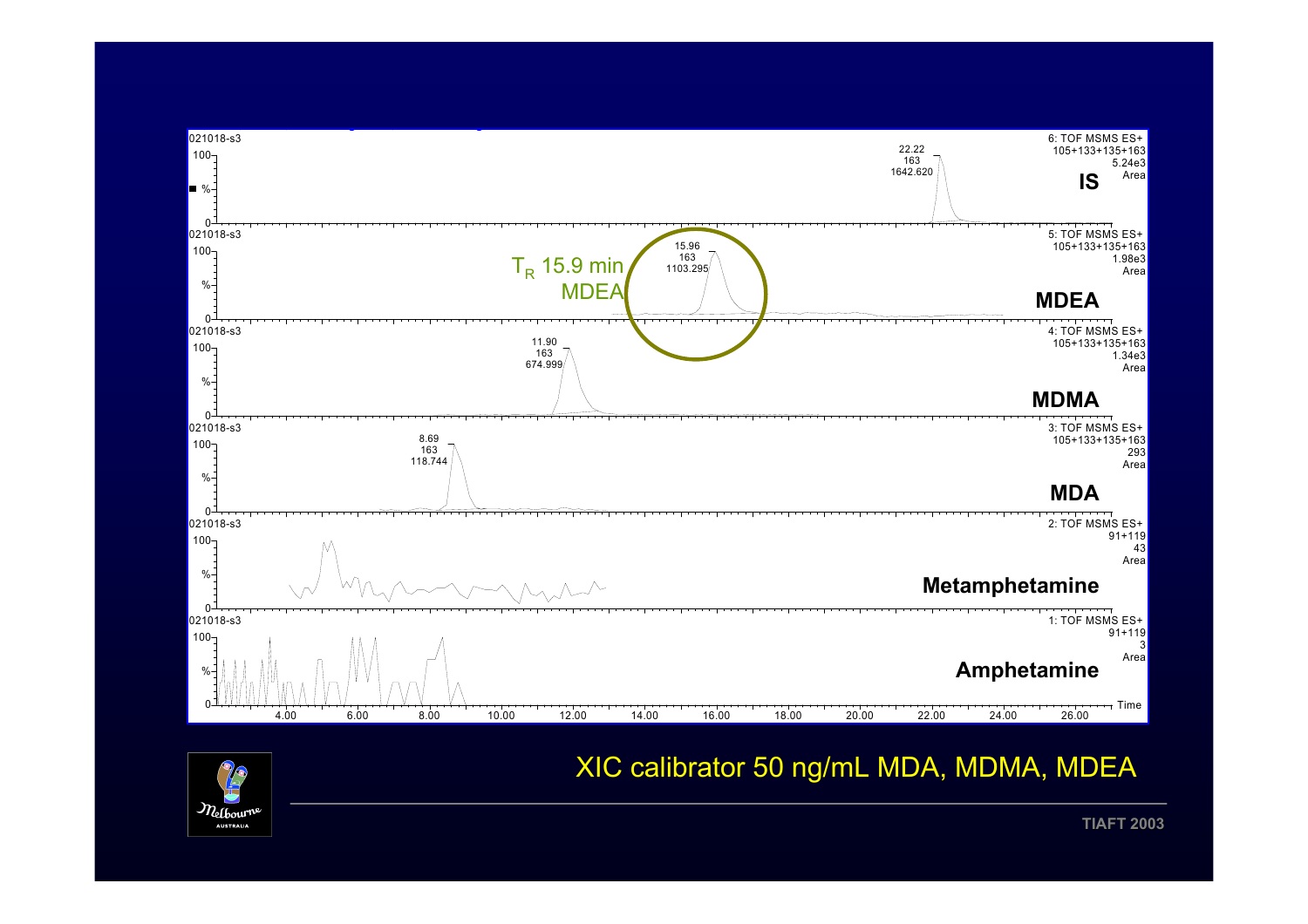| Trace | Label | Mass channels | Peak RT (min) | m/z | Area | Max intensity |
|---|---|---|---|---|---|---|
| 6: TOF MSMS ES+ | IS | 105+133+135+163 | 22.22 | 163 | 1642.620 | 5.24e3 |
| 5: TOF MSMS ES+ | MDEA | 105+133+135+163 | 15.96 | 163 | 1103.295 | 1.98e3 |
| 4: TOF MSMS ES+ | MDMA | 105+133+135+163 | 11.90 | 163 | 674.999 | 1.34e3 |
| 3: TOF MSMS ES+ | MDA | 105+133+135+163 | 8.69 | 163 | 118.744 | 293 |
| 2: TOF MSMS ES+ | Metamphetamine | 91+119 | | | | 43 |
| 1: TOF MSMS ES+ | Amphetamine | 91+119 | | | | 3 |

Sample: 021018-s3

$T_R$ 15.9 min MDEA

XIC calibrator 50 ng/mL MDA, MDMA, MDEA

TIAFT 2003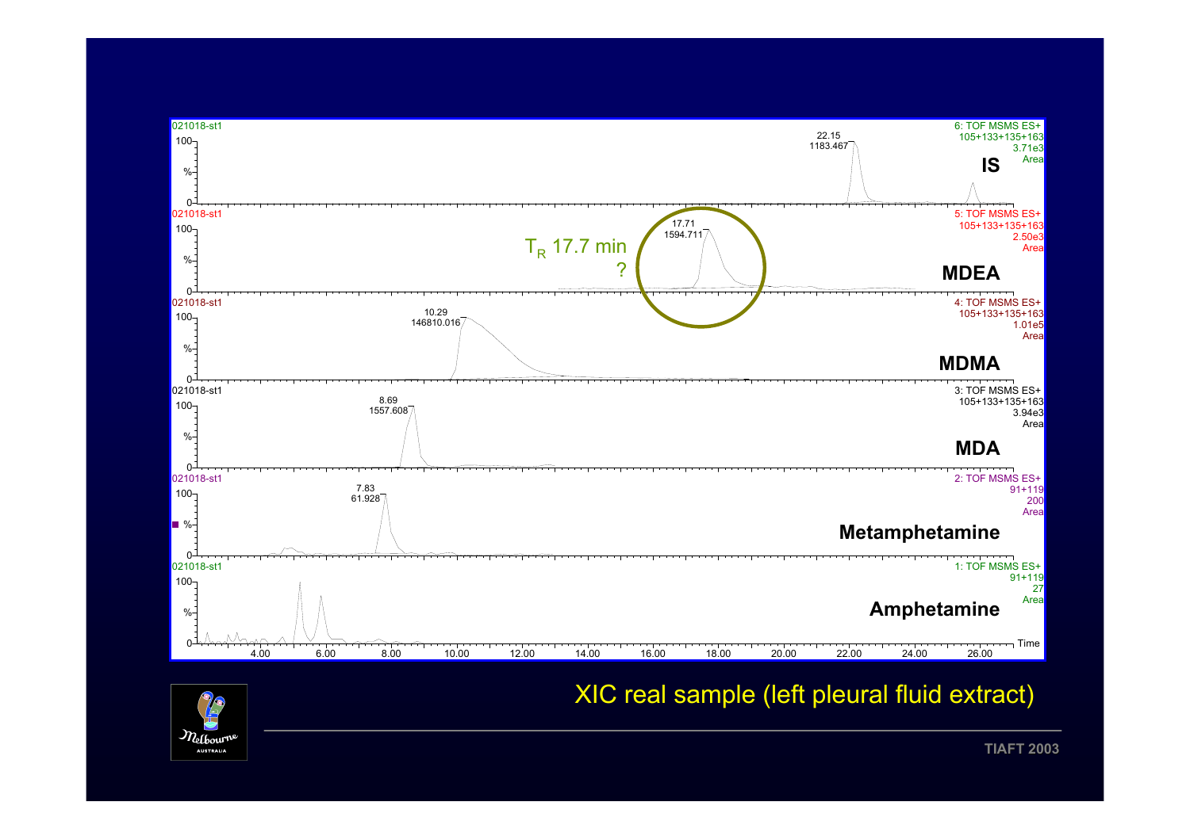021018-st1

6: TOF MSMS ES+ 105+133+135+163 3.71e3 Area

**IS**

22.15
1183.467

021018-st1

5: TOF MSMS ES+ 105+133+135+163 2.50e3 Area

**MDEA**

17.71
1594.711

$T_R$ 17.7 min ?

021018-st1

4: TOF MSMS ES+ 105+133+135+163 1.01e5 Area

**MDMA**

10.29
146810.016

021018-st1

3: TOF MSMS ES+ 105+133+135+163 3.94e3 Area

**MDA**

8.69
1557.608

021018-st1

2: TOF MSMS ES+ 91+119 200 Area

**Metamphetamine**

7.83
61.928

021018-st1

1: TOF MSMS ES+ 91+119 27 Area

**Amphetamine**

Time: 4.00 6.00 8.00 10.00 12.00 14.00 16.00 18.00 20.00 22.00 24.00 26.00

XIC real sample (left pleural fluid extract)

TIAFT 2003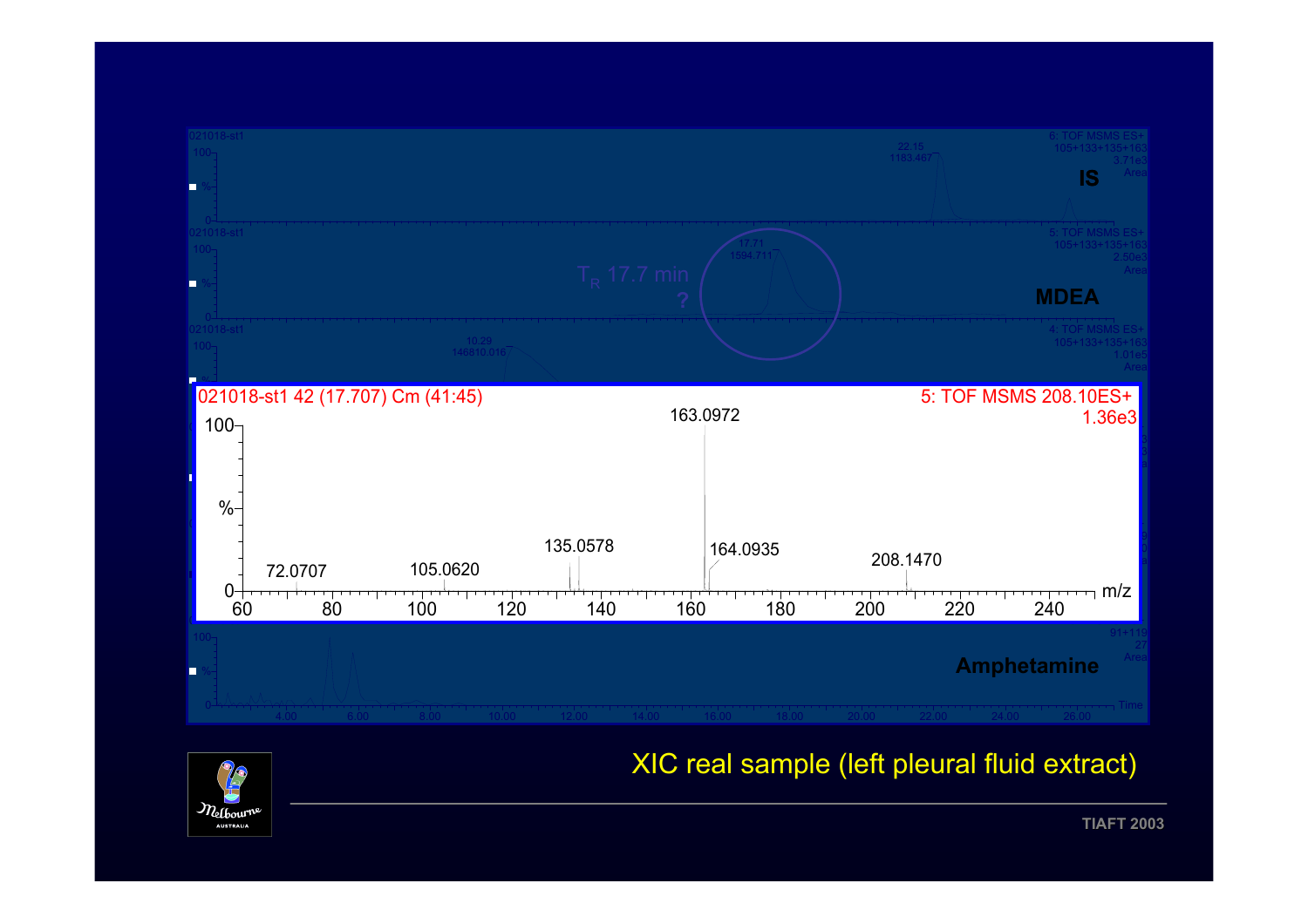021018-st1 — 6: TOF MSMS ES+ 105+133+135+163 3.71e3 Area

**IS**

22.15
1183.467

021018-st1 — 5: TOF MSMS ES+ 105+133+135+163 2.50e3 Area

**MDEA**

$T_R$ 17.7 min ?

17.71
1594.711

021018-st1 — 4: TOF MSMS ES+ 105+133+135+163 1.01e5 Area

10.29
146810.016

021018-st1 42 (17.707) Cm (41:45) — 5: TOF MSMS 208.10ES+ 1.36e3

163.0972
135.0578
164.0935
208.1470
72.0707
105.0620

91+119 27 Area

**Amphetamine**

XIC real sample (left pleural fluid extract)

TIAFT 2003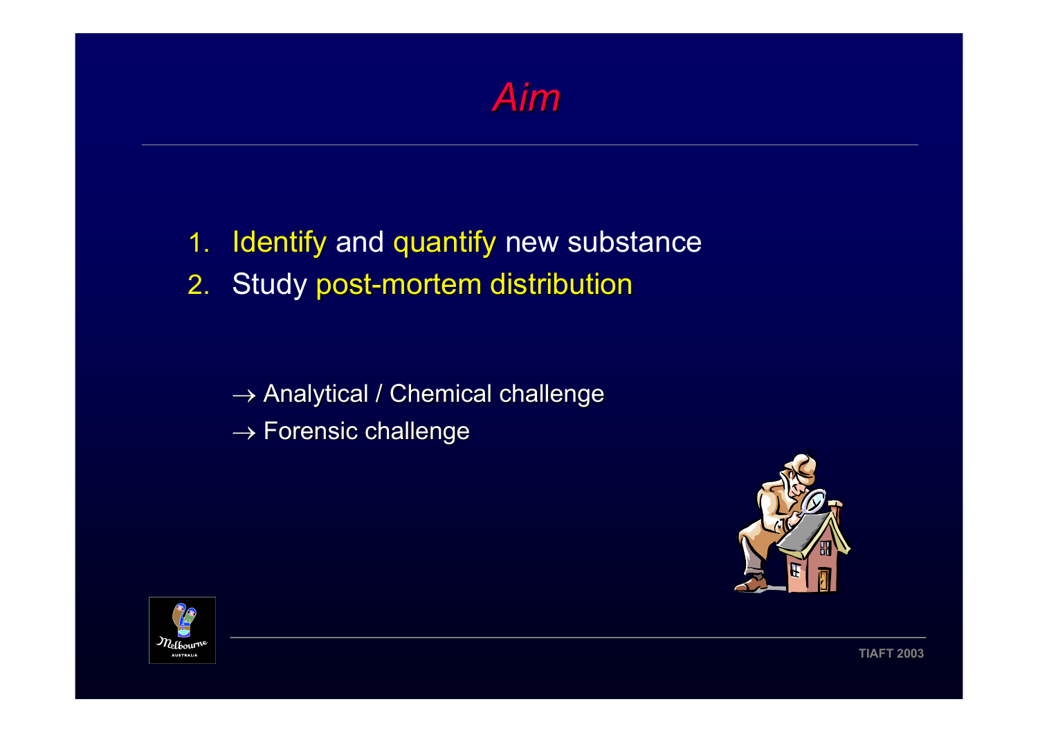# *Aim*

1. Identify and quantify new substance
2. Study post-mortem distribution

→ Analytical / Chemical challenge
→ Forensic challenge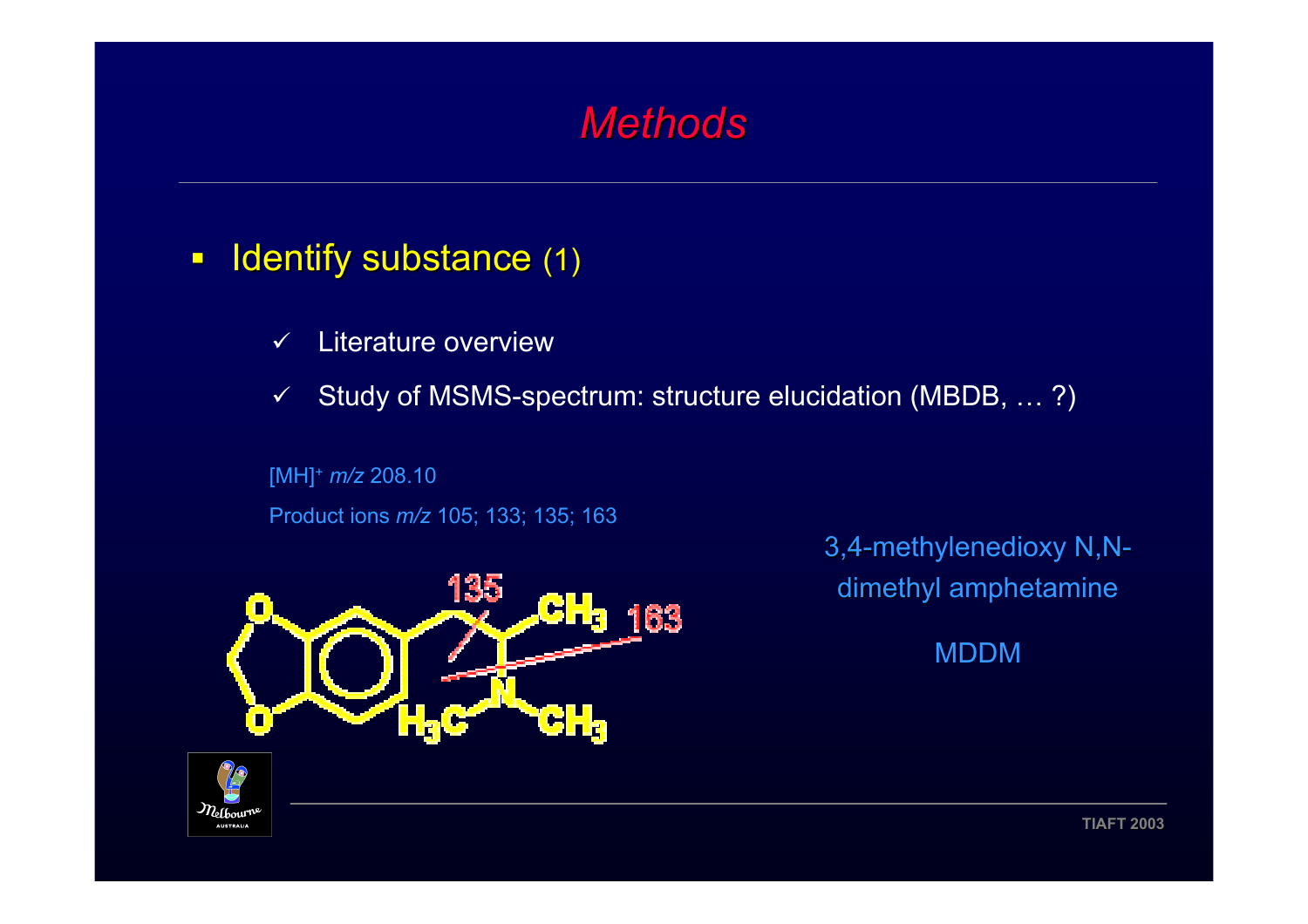# Methods

- Identify substance (1)
  - ✓ Literature overview
  - ✓ Study of MSMS-spectrum: structure elucidation (MBDB, … ?)

$[MH]^+$ *m/z* 208.10

Product ions *m/z* 105; 133; 135; 163

3,4-methylenedioxy N,N-dimethyl amphetamine

MDDM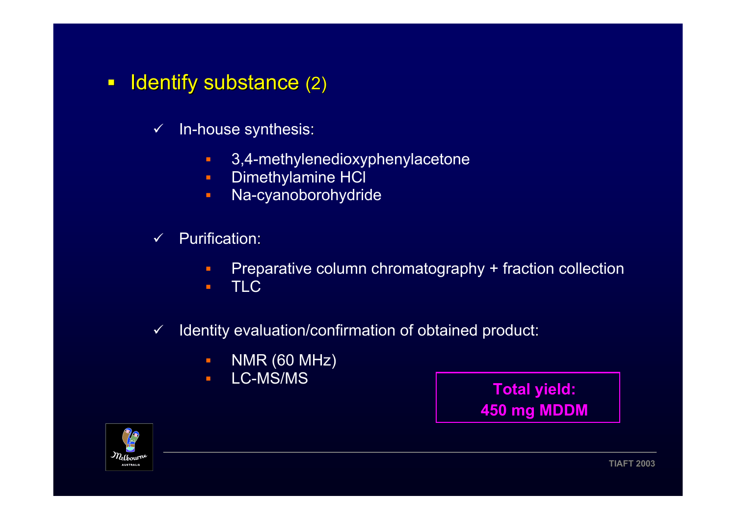## Identify substance (2)

- In-house synthesis:
  - 3,4-methylenedioxyphenylacetone
  - Dimethylamine HCl
  - Na-cyanoborohydride
- Purification:
  - Preparative column chromatography + fraction collection
  - TLC
- Identity evaluation/confirmation of obtained product:
  - NMR (60 MHz)
  - LC-MS/MS

**Total yield:**
**450 mg MDDM**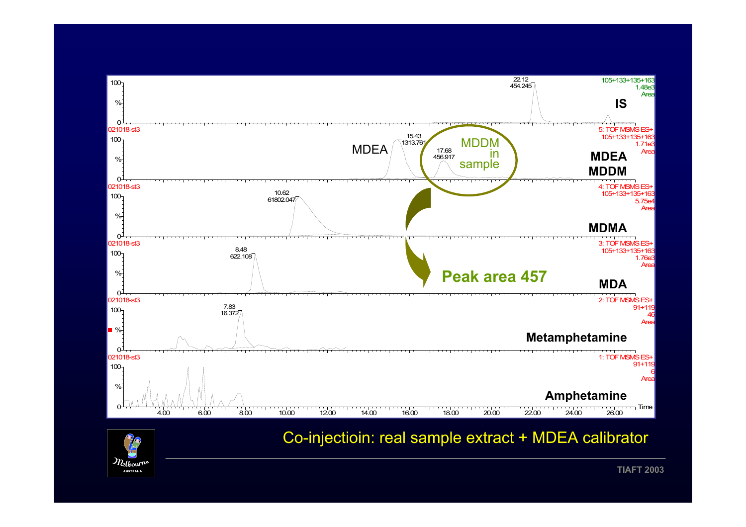Co-injectioin: real sample extract + MDEA calibrator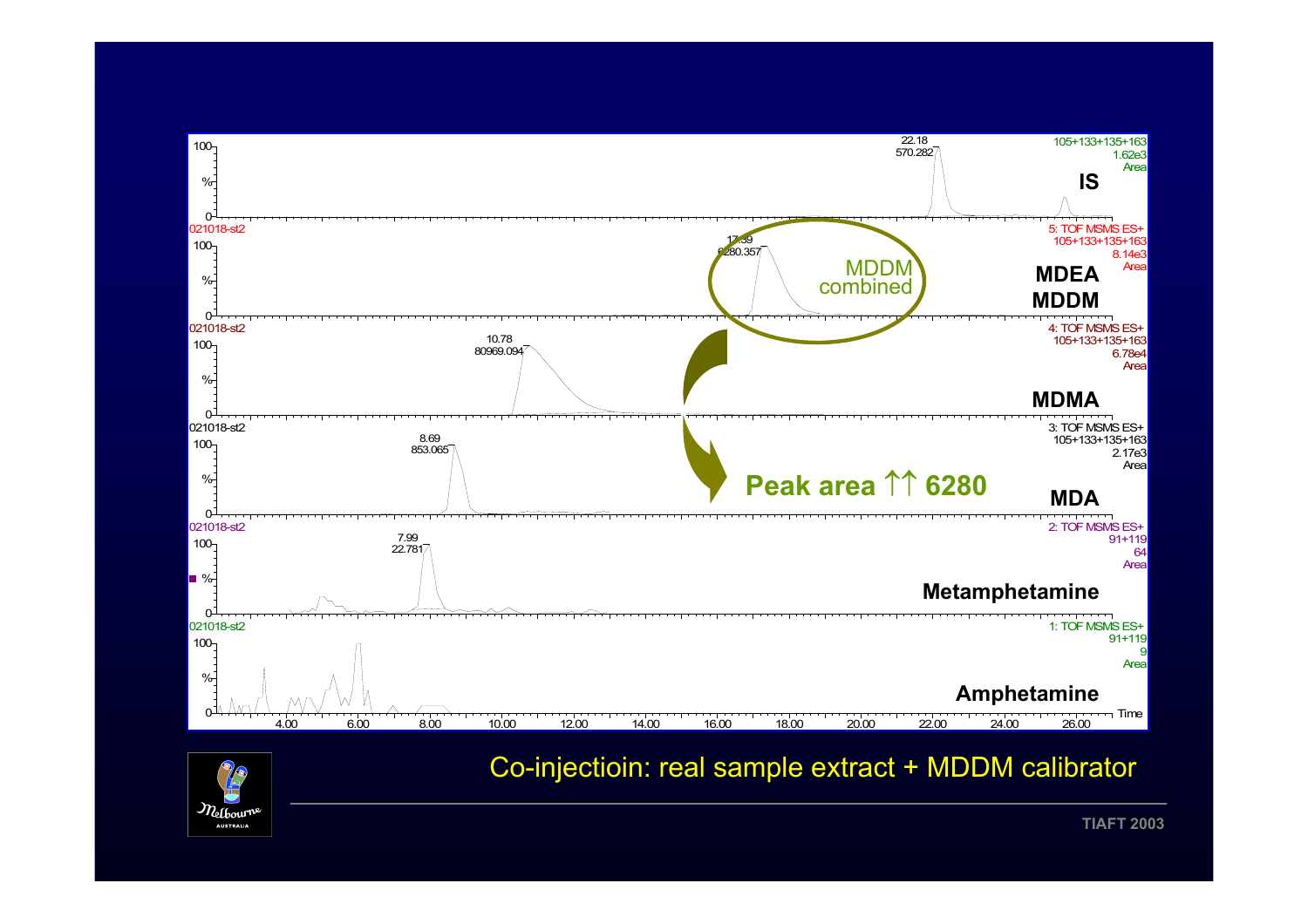IS

22.18
570.282

105+133+135+163
1.62e3
Area

021018-st2

5: TOF MSMS ES+
105+133+135+163
8.14e3
Area

17.39
6280.357

MDDM combined

MDEA
MDDM

021018-st2

4: TOF MSMS ES+
105+133+135+163
6.78e4
Area

10.78
80969.094

MDMA

021018-st2

3: TOF MSMS ES+
105+133+135+163
2.17e3
Area

8.69
853.065

Peak area ↑↑ 6280

MDA

021018-st2

2: TOF MSMS ES+
91+119
64
Area

7.99
22.781

Metamphetamine

021018-st2

1: TOF MSMS ES+
91+119
9
Area

Amphetamine

Time

Co-injectioin: real sample extract + MDDM calibrator

TIAFT 2003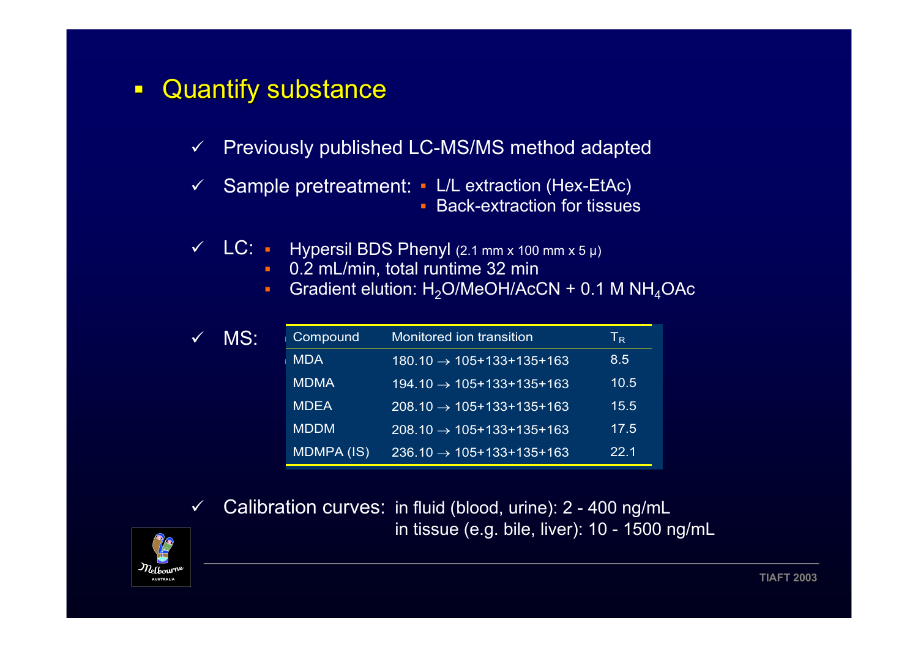## Quantify substance

- ✓ Previously published LC-MS/MS method adapted
- ✓ Sample pretreatment:
  - L/L extraction (Hex-EtAc)
  - Back-extraction for tissues
- ✓ LC:
  - Hypersil BDS Phenyl (2.1 mm x 100 mm x 5 µ)
  - 0.2 mL/min, total runtime 32 min
  - Gradient elution: $H_2O$/MeOH/AcCN + 0.1 M $NH_4OAc$
- ✓ MS:

| Compound | Monitored ion transition | $T_R$ |
|---|---|---|
| MDA | 180.10 → 105+133+135+163 | 8.5 |
| MDMA | 194.10 → 105+133+135+163 | 10.5 |
| MDEA | 208.10 → 105+133+135+163 | 15.5 |
| MDDM | 208.10 → 105+133+135+163 | 17.5 |
| MDMPA (IS) | 236.10 → 105+133+135+163 | 22.1 |

- ✓ Calibration curves: in fluid (blood, urine): 2 - 400 ng/mL
  in tissue (e.g. bile, liver): 10 - 1500 ng/mL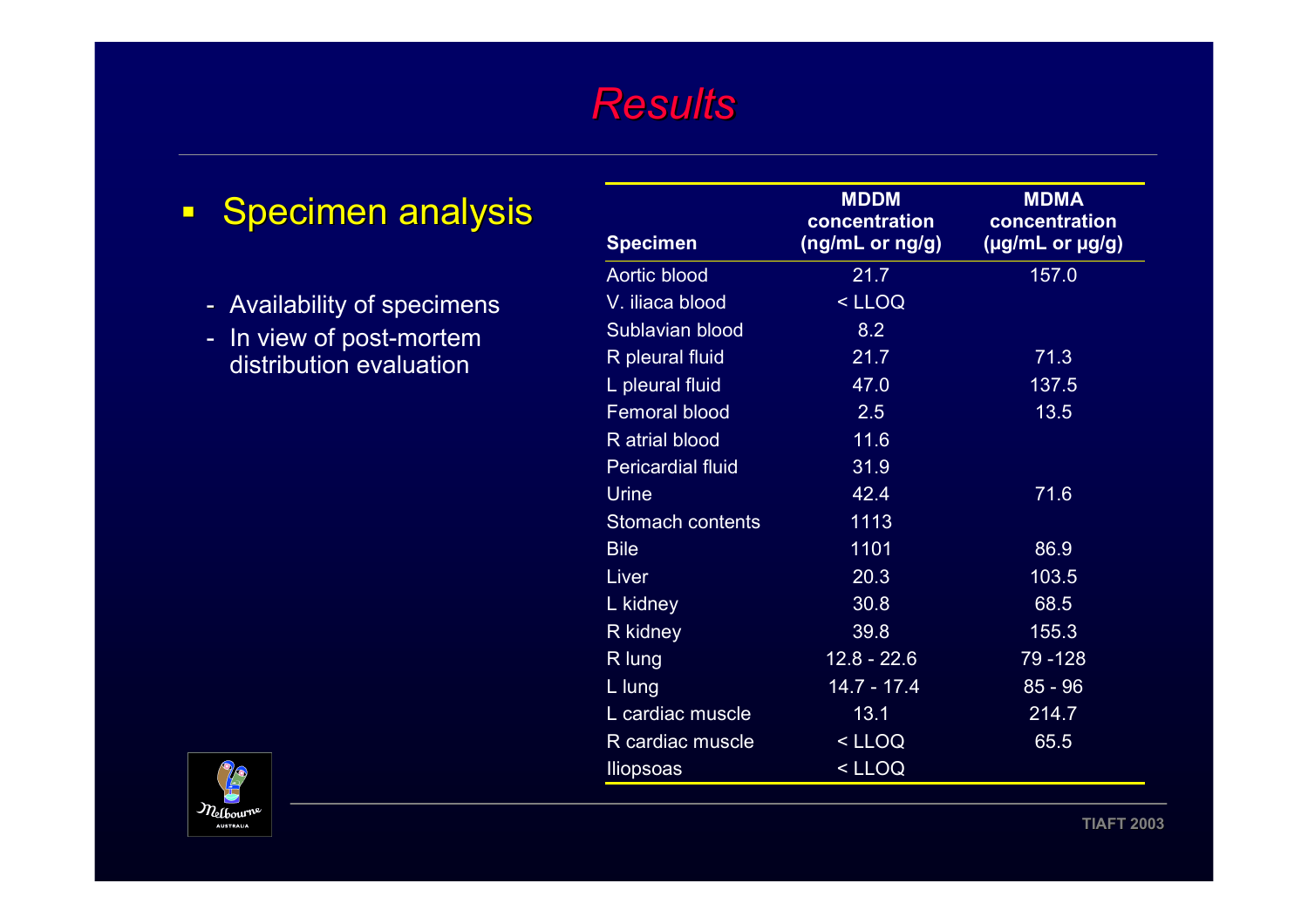# Results

- Specimen analysis
  - Availability of specimens
  - In view of post-mortem distribution evaluation

| Specimen | MDDM concentration (ng/mL or ng/g) | MDMA concentration (µg/mL or µg/g) |
|---|---|---|
| Aortic blood | 21.7 | 157.0 |
| V. iliaca blood | < LLOQ | |
| Sublavian blood | 8.2 | |
| R pleural fluid | 21.7 | 71.3 |
| L pleural fluid | 47.0 | 137.5 |
| Femoral blood | 2.5 | 13.5 |
| R atrial blood | 11.6 | |
| Pericardial fluid | 31.9 | |
| Urine | 42.4 | 71.6 |
| Stomach contents | 1113 | |
| Bile | 1101 | 86.9 |
| Liver | 20.3 | 103.5 |
| L kidney | 30.8 | 68.5 |
| R kidney | 39.8 | 155.3 |
| R lung | 12.8 - 22.6 | 79 -128 |
| L lung | 14.7 - 17.4 | 85 - 96 |
| L cardiac muscle | 13.1 | 214.7 |
| R cardiac muscle | < LLOQ | 65.5 |
| Iliopsoas | < LLOQ | |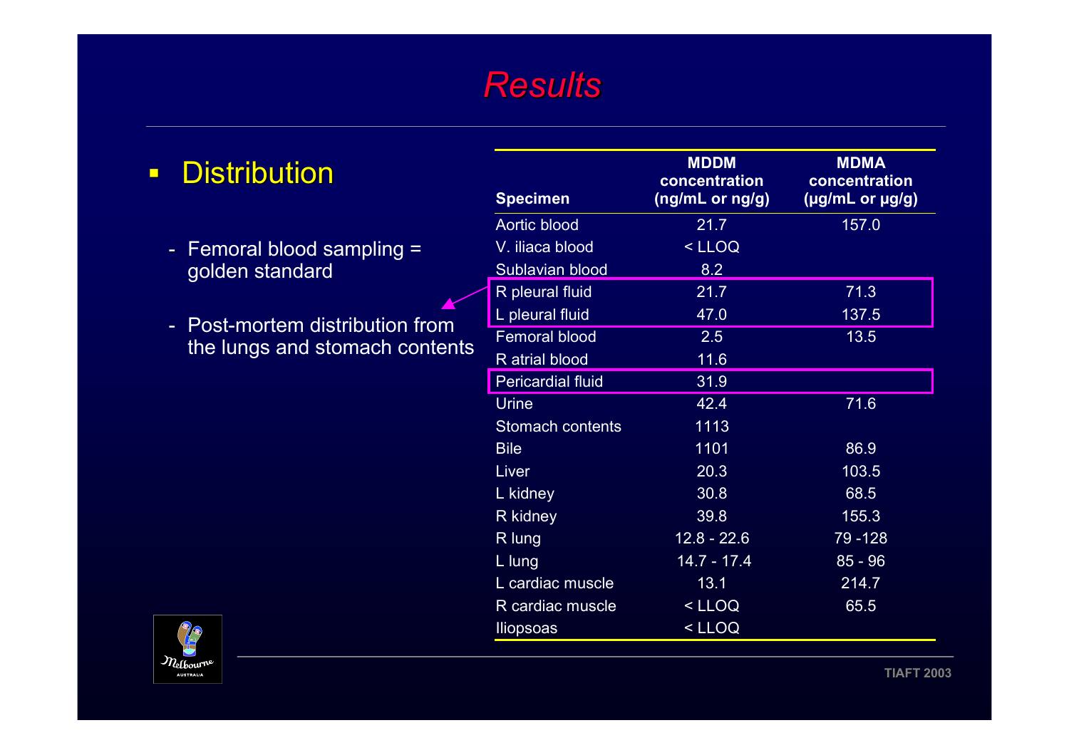# Results

- Distribution

  - Femoral blood sampling = golden standard

  - Post-mortem distribution from the lungs and stomach contents

| Specimen | MDDM concentration (ng/mL or ng/g) | MDMA concentration (µg/mL or µg/g) |
|---|---|---|
| Aortic blood | 21.7 | 157.0 |
| V. iliaca blood | < LLOQ | |
| Sublavian blood | 8.2 | |
| R pleural fluid | 21.7 | 71.3 |
| L pleural fluid | 47.0 | 137.5 |
| Femoral blood | 2.5 | 13.5 |
| R atrial blood | 11.6 | |
| Pericardial fluid | 31.9 | |
| Urine | 42.4 | 71.6 |
| Stomach contents | 1113 | |
| Bile | 1101 | 86.9 |
| Liver | 20.3 | 103.5 |
| L kidney | 30.8 | 68.5 |
| R kidney | 39.8 | 155.3 |
| R lung | 12.8 - 22.6 | 79 -128 |
| L lung | 14.7 - 17.4 | 85 - 96 |
| L cardiac muscle | 13.1 | 214.7 |
| R cardiac muscle | < LLOQ | 65.5 |
| Iliopsoas | < LLOQ | |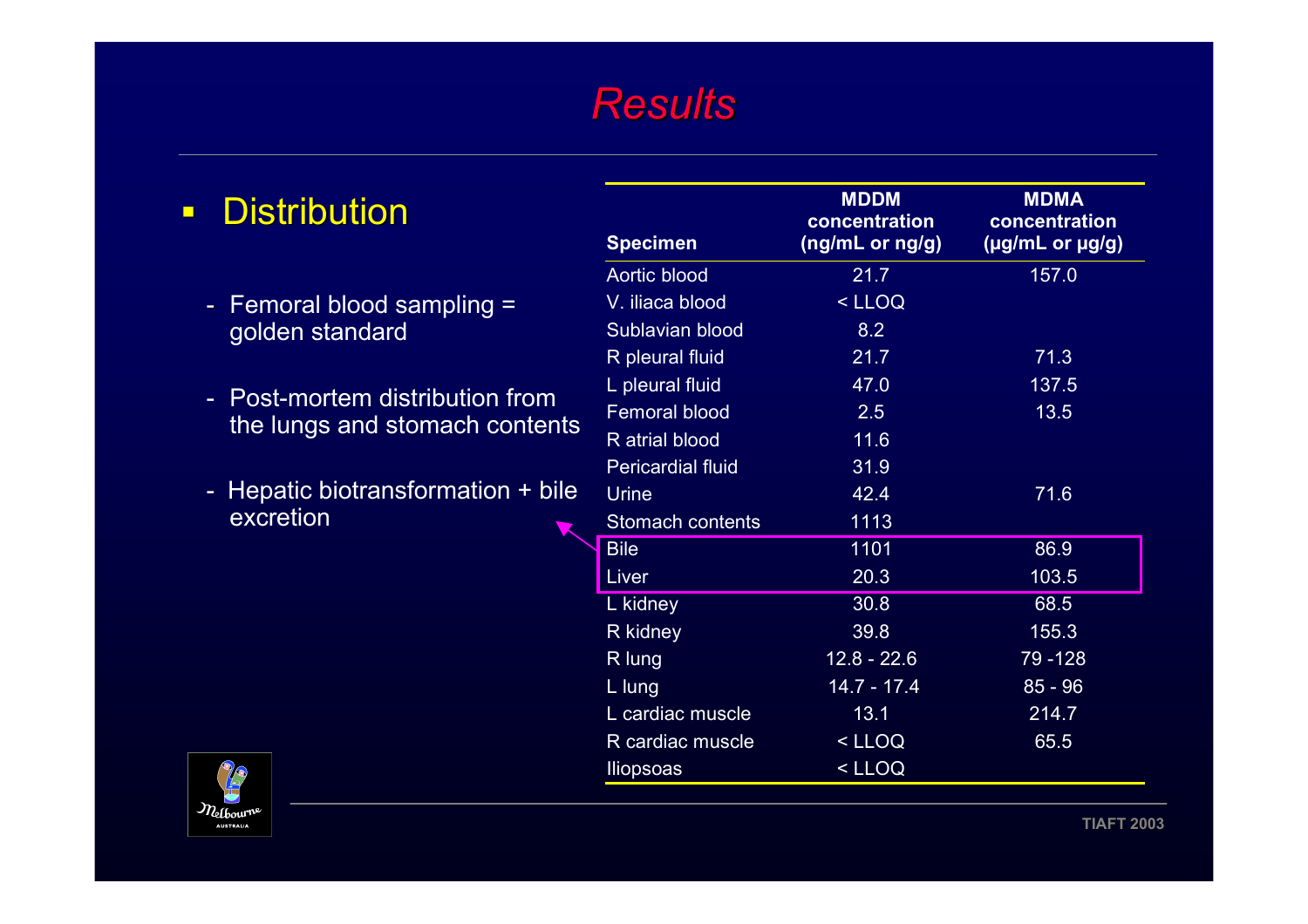# Results

- Distribution
  - Femoral blood sampling = golden standard
  - Post-mortem distribution from the lungs and stomach contents
  - Hepatic biotransformation + bile excretion

| Specimen | MDDM concentration (ng/mL or ng/g) | MDMA concentration (µg/mL or µg/g) |
|---|---|---|
| Aortic blood | 21.7 | 157.0 |
| V. iliaca blood | < LLOQ | |
| Sublavian blood | 8.2 | |
| R pleural fluid | 21.7 | 71.3 |
| L pleural fluid | 47.0 | 137.5 |
| Femoral blood | 2.5 | 13.5 |
| R atrial blood | 11.6 | |
| Pericardial fluid | 31.9 | |
| Urine | 42.4 | 71.6 |
| Stomach contents | 1113 | |
| Bile | 1101 | 86.9 |
| Liver | 20.3 | 103.5 |
| L kidney | 30.8 | 68.5 |
| R kidney | 39.8 | 155.3 |
| R lung | 12.8 - 22.6 | 79 -128 |
| L lung | 14.7 - 17.4 | 85 - 96 |
| L cardiac muscle | 13.1 | 214.7 |
| R cardiac muscle | < LLOQ | 65.5 |
| Iliopsoas | < LLOQ | |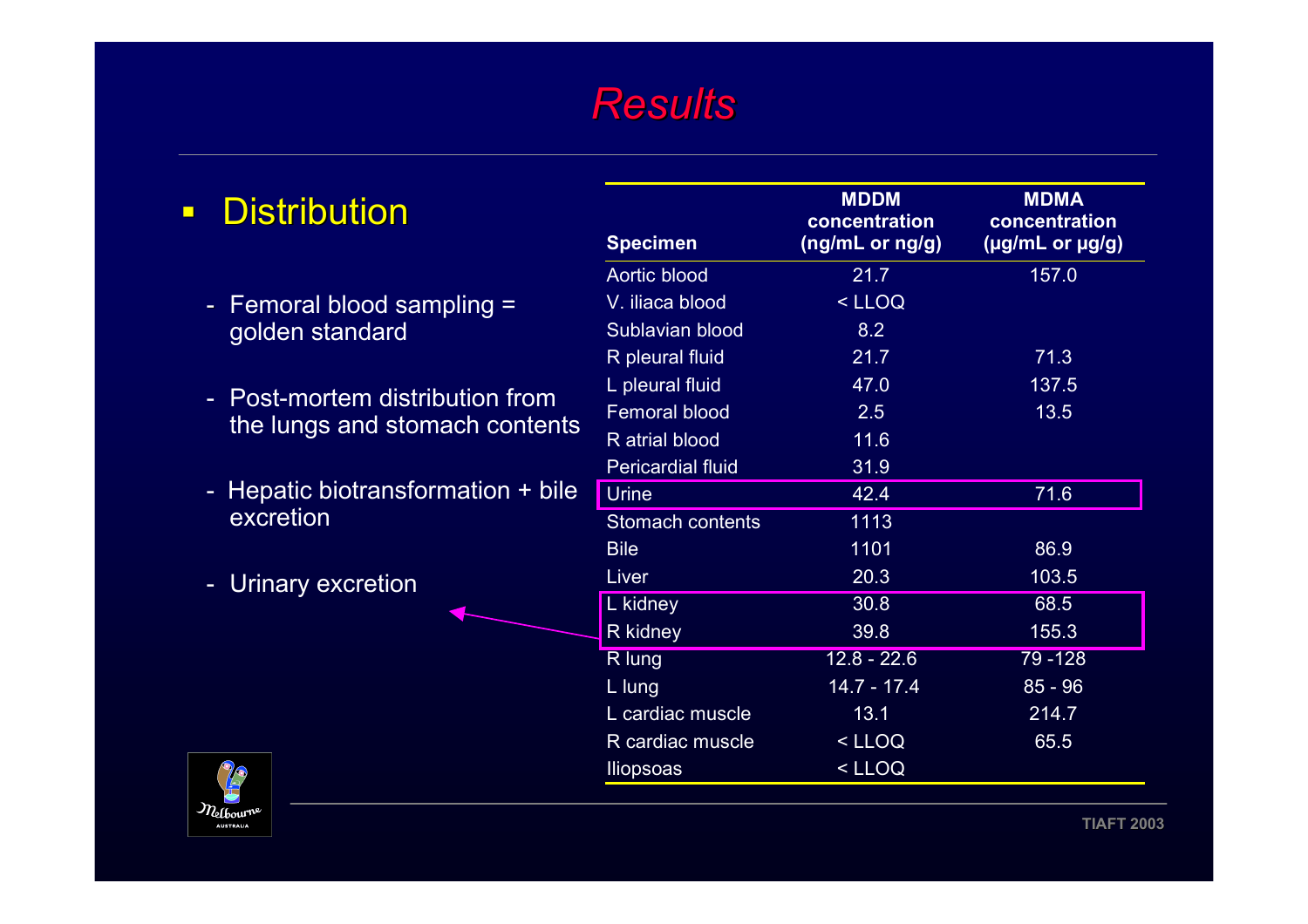# Results

- Distribution
  - Femoral blood sampling = golden standard
  - Post-mortem distribution from the lungs and stomach contents
  - Hepatic biotransformation + bile excretion
  - Urinary excretion

| Specimen | MDDM concentration (ng/mL or ng/g) | MDMA concentration (µg/mL or µg/g) |
|---|---|---|
| Aortic blood | 21.7 | 157.0 |
| V. iliaca blood | < LLOQ | |
| Sublavian blood | 8.2 | |
| R pleural fluid | 21.7 | 71.3 |
| L pleural fluid | 47.0 | 137.5 |
| Femoral blood | 2.5 | 13.5 |
| R atrial blood | 11.6 | |
| Pericardial fluid | 31.9 | |
| Urine | 42.4 | 71.6 |
| Stomach contents | 1113 | |
| Bile | 1101 | 86.9 |
| Liver | 20.3 | 103.5 |
| L kidney | 30.8 | 68.5 |
| R kidney | 39.8 | 155.3 |
| R lung | 12.8 - 22.6 | 79 -128 |
| L lung | 14.7 - 17.4 | 85 - 96 |
| L cardiac muscle | 13.1 | 214.7 |
| R cardiac muscle | < LLOQ | 65.5 |
| Iliopsoas | < LLOQ | |

TIAFT 2003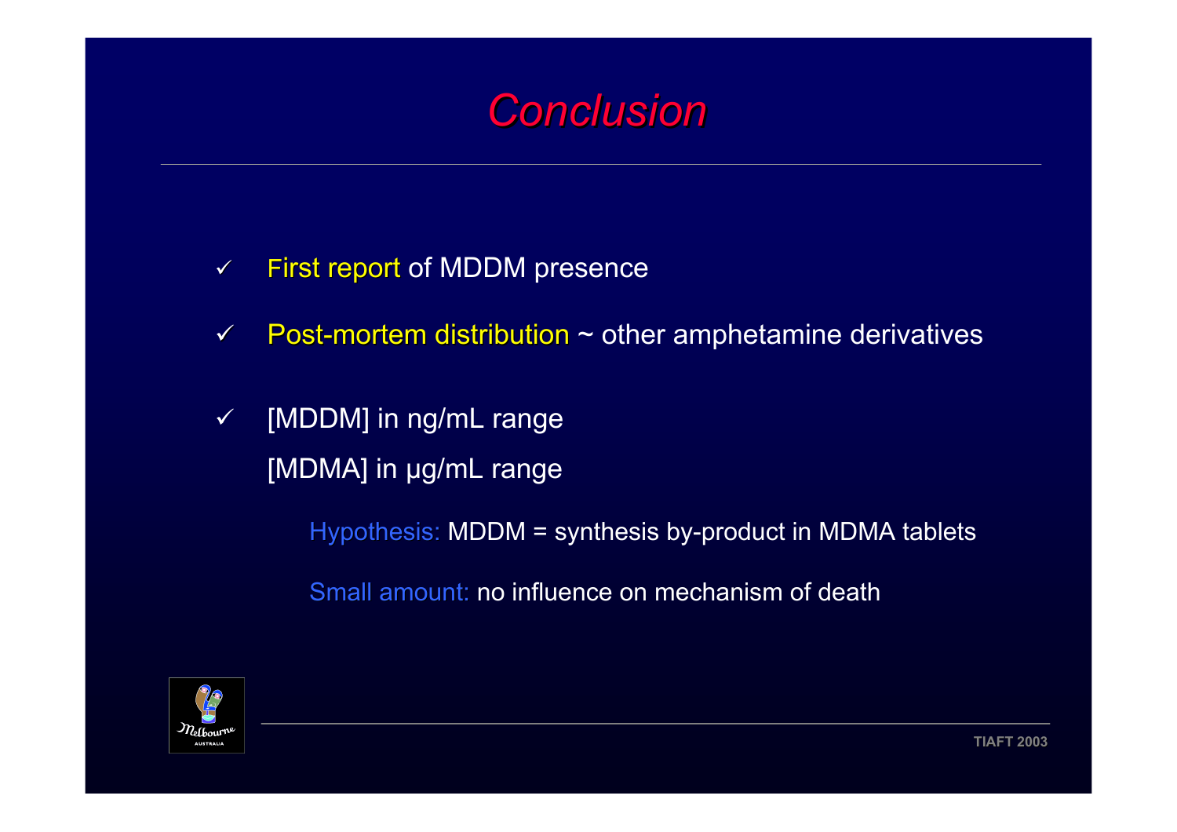# Conclusion

- ✓ First report of MDDM presence
- ✓ Post-mortem distribution ~ other amphetamine derivatives
- ✓ [MDDM] in ng/mL range

  [MDMA] in µg/mL range

  Hypothesis: MDDM = synthesis by-product in MDMA tablets

  Small amount: no influence on mechanism of death